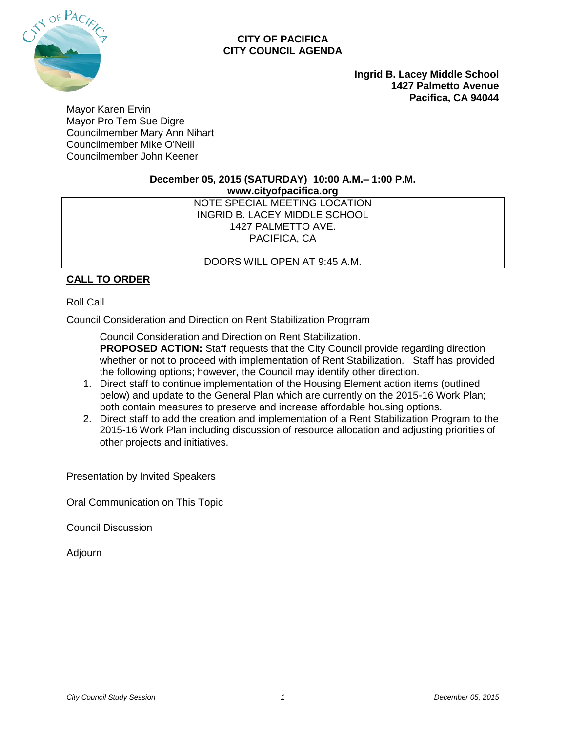**CITY OF PACIFICA**
**CITY COUNCIL AGENDA**

**Ingrid B. Lacey Middle School**
**1427 Palmetto Avenue**
**Pacifica, CA 94044**

Mayor Karen Ervin
Mayor Pro Tem Sue Digre
Councilmember Mary Ann Nihart
Councilmember Mike O'Neill
Councilmember John Keener

**December 05, 2015 (SATURDAY) 10:00 A.M.– 1:00 P.M.**
**www.cityofpacifica.org**

| NOTE SPECIAL MEETING LOCATION<br>INGRID B. LACEY MIDDLE SCHOOL<br>1427 PALMETTO AVE.<br>PACIFICA, CA<br><br>DOORS WILL OPEN AT 9:45 A.M. |
|---|

## CALL TO ORDER

Roll Call

Council Consideration and Direction on Rent Stabilization Progrram

Council Consideration and Direction on Rent Stabilization.
**PROPOSED ACTION:** Staff requests that the City Council provide regarding direction whether or not to proceed with implementation of Rent Stabilization. Staff has provided the following options; however, the Council may identify other direction.

1. Direct staff to continue implementation of the Housing Element action items (outlined below) and update to the General Plan which are currently on the 2015-16 Work Plan; both contain measures to preserve and increase affordable housing options.
2. Direct staff to add the creation and implementation of a Rent Stabilization Program to the 2015-16 Work Plan including discussion of resource allocation and adjusting priorities of other projects and initiatives.

Presentation by Invited Speakers

Oral Communication on This Topic

Council Discussion

Adjourn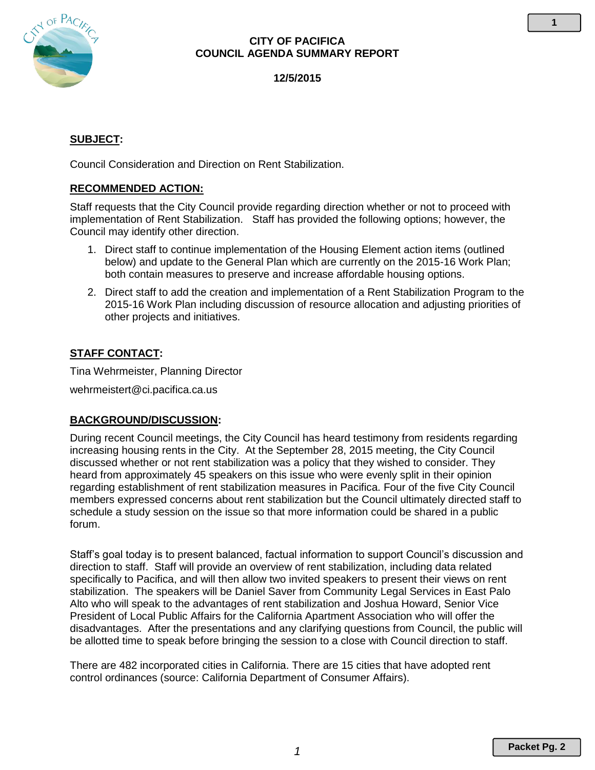# CITY OF PACIFICA
# COUNCIL AGENDA SUMMARY REPORT

**12/5/2015**

**SUBJECT:**

Council Consideration and Direction on Rent Stabilization.

**RECOMMENDED ACTION:**

Staff requests that the City Council provide regarding direction whether or not to proceed with implementation of Rent Stabilization. Staff has provided the following options; however, the Council may identify other direction.

1. Direct staff to continue implementation of the Housing Element action items (outlined below) and update to the General Plan which are currently on the 2015-16 Work Plan; both contain measures to preserve and increase affordable housing options.
2. Direct staff to add the creation and implementation of a Rent Stabilization Program to the 2015-16 Work Plan including discussion of resource allocation and adjusting priorities of other projects and initiatives.

**STAFF CONTACT:**

Tina Wehrmeister, Planning Director

wehrmeistert@ci.pacifica.ca.us

**BACKGROUND/DISCUSSION:**

During recent Council meetings, the City Council has heard testimony from residents regarding increasing housing rents in the City. At the September 28, 2015 meeting, the City Council discussed whether or not rent stabilization was a policy that they wished to consider. They heard from approximately 45 speakers on this issue who were evenly split in their opinion regarding establishment of rent stabilization measures in Pacifica. Four of the five City Council members expressed concerns about rent stabilization but the Council ultimately directed staff to schedule a study session on the issue so that more information could be shared in a public forum.

Staff's goal today is to present balanced, factual information to support Council's discussion and direction to staff. Staff will provide an overview of rent stabilization, including data related specifically to Pacifica, and will then allow two invited speakers to present their views on rent stabilization. The speakers will be Daniel Saver from Community Legal Services in East Palo Alto who will speak to the advantages of rent stabilization and Joshua Howard, Senior Vice President of Local Public Affairs for the California Apartment Association who will offer the disadvantages. After the presentations and any clarifying questions from Council, the public will be allotted time to speak before bringing the session to a close with Council direction to staff.

There are 482 incorporated cities in California. There are 15 cities that have adopted rent control ordinances (source: California Department of Consumer Affairs).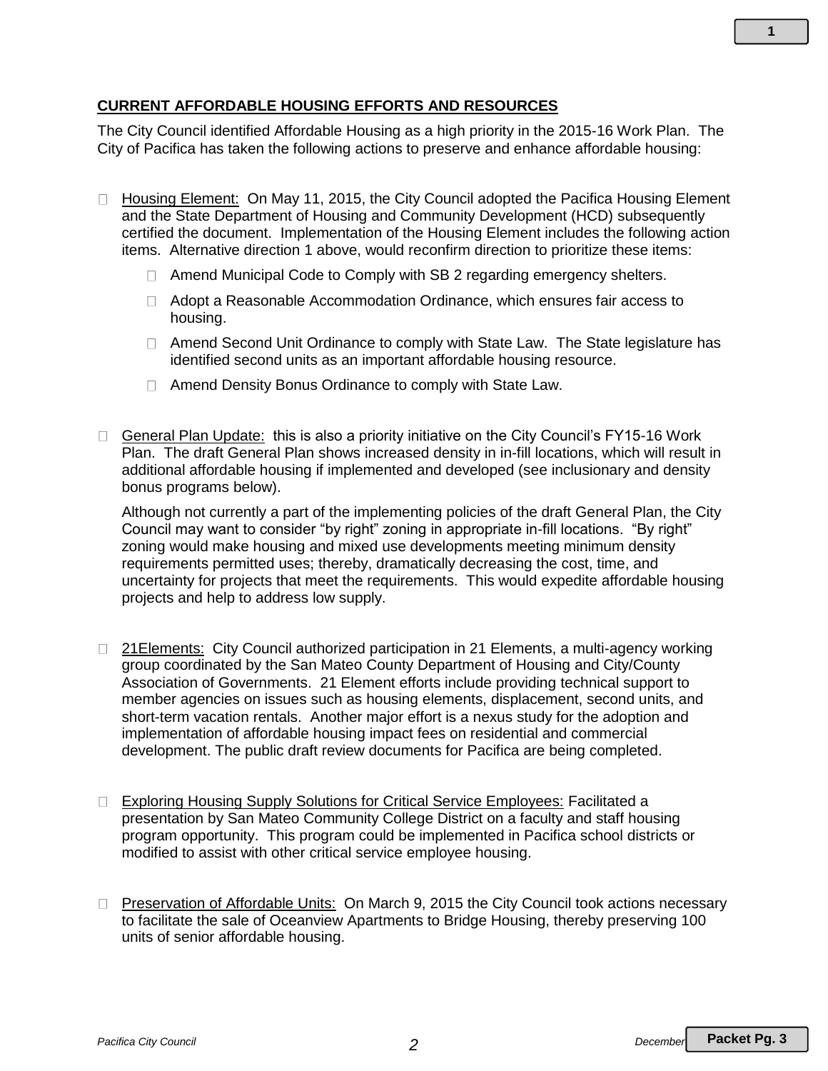## CURRENT AFFORDABLE HOUSING EFFORTS AND RESOURCES

The City Council identified Affordable Housing as a high priority in the 2015-16 Work Plan. The City of Pacifica has taken the following actions to preserve and enhance affordable housing:

- Housing Element: On May 11, 2015, the City Council adopted the Pacifica Housing Element and the State Department of Housing and Community Development (HCD) subsequently certified the document. Implementation of the Housing Element includes the following action items. Alternative direction 1 above, would reconfirm direction to prioritize these items:
  - Amend Municipal Code to Comply with SB 2 regarding emergency shelters.
  - Adopt a Reasonable Accommodation Ordinance, which ensures fair access to housing.
  - Amend Second Unit Ordinance to comply with State Law. The State legislature has identified second units as an important affordable housing resource.
  - Amend Density Bonus Ordinance to comply with State Law.

- General Plan Update: this is also a priority initiative on the City Council's FY15-16 Work Plan. The draft General Plan shows increased density in in-fill locations, which will result in additional affordable housing if implemented and developed (see inclusionary and density bonus programs below).

  Although not currently a part of the implementing policies of the draft General Plan, the City Council may want to consider "by right" zoning in appropriate in-fill locations. "By right" zoning would make housing and mixed use developments meeting minimum density requirements permitted uses; thereby, dramatically decreasing the cost, time, and uncertainty for projects that meet the requirements. This would expedite affordable housing projects and help to address low supply.

- 21Elements: City Council authorized participation in 21 Elements, a multi-agency working group coordinated by the San Mateo County Department of Housing and City/County Association of Governments. 21 Element efforts include providing technical support to member agencies on issues such as housing elements, displacement, second units, and short-term vacation rentals. Another major effort is a nexus study for the adoption and implementation of affordable housing impact fees on residential and commercial development. The public draft review documents for Pacifica are being completed.

- Exploring Housing Supply Solutions for Critical Service Employees: Facilitated a presentation by San Mateo Community College District on a faculty and staff housing program opportunity. This program could be implemented in Pacifica school districts or modified to assist with other critical service employee housing.

- Preservation of Affordable Units: On March 9, 2015 the City Council took actions necessary to facilitate the sale of Oceanview Apartments to Bridge Housing, thereby preserving 100 units of senior affordable housing.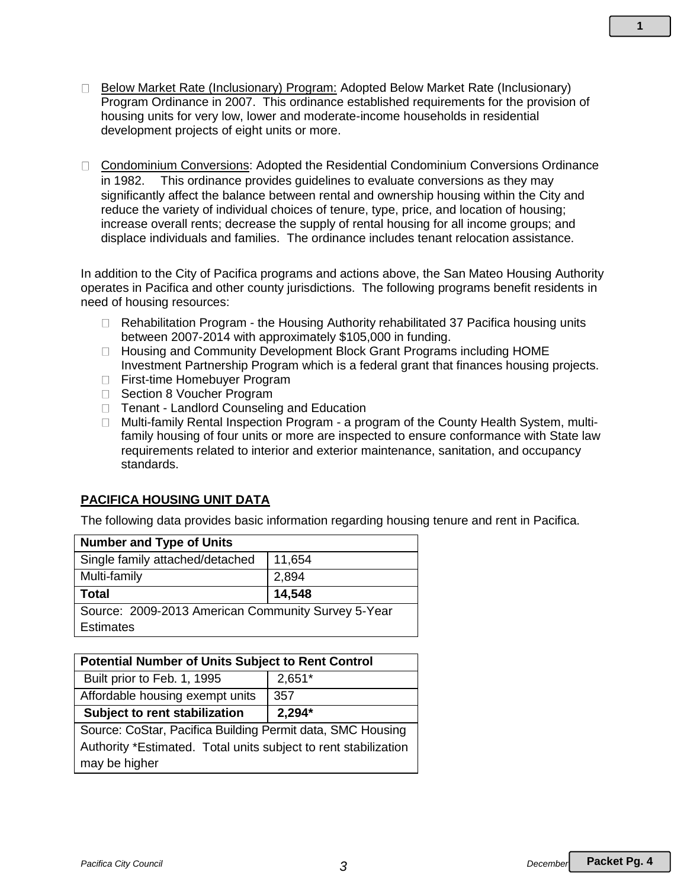- Below Market Rate (Inclusionary) Program: Adopted Below Market Rate (Inclusionary) Program Ordinance in 2007. This ordinance established requirements for the provision of housing units for very low, lower and moderate-income households in residential development projects of eight units or more.

- Condominium Conversions: Adopted the Residential Condominium Conversions Ordinance in 1982. This ordinance provides guidelines to evaluate conversions as they may significantly affect the balance between rental and ownership housing within the City and reduce the variety of individual choices of tenure, type, price, and location of housing; increase overall rents; decrease the supply of rental housing for all income groups; and displace individuals and families. The ordinance includes tenant relocation assistance.

In addition to the City of Pacifica programs and actions above, the San Mateo Housing Authority operates in Pacifica and other county jurisdictions. The following programs benefit residents in need of housing resources:

- Rehabilitation Program - the Housing Authority rehabilitated 37 Pacifica housing units between 2007-2014 with approximately $105,000 in funding.
- Housing and Community Development Block Grant Programs including HOME Investment Partnership Program which is a federal grant that finances housing projects.
- First-time Homebuyer Program
- Section 8 Voucher Program
- Tenant - Landlord Counseling and Education
- Multi-family Rental Inspection Program - a program of the County Health System, multi-family housing of four units or more are inspected to ensure conformance with State law requirements related to interior and exterior maintenance, sanitation, and occupancy standards.

## PACIFICA HOUSING UNIT DATA

The following data provides basic information regarding housing tenure and rent in Pacifica.

| Number and Type of Units | |
|---|---|
| Single family attached/detached | 11,654 |
| Multi-family | 2,894 |
| **Total** | **14,548** |
| Source: 2009-2013 American Community Survey 5-Year Estimates | |

| Potential Number of Units Subject to Rent Control | |
|---|---|
| Built prior to Feb. 1, 1995 | 2,651* |
| Affordable housing exempt units | 357 |
| **Subject to rent stabilization** | **2,294*** |
| Source: CoStar, Pacifica Building Permit data, SMC Housing Authority *Estimated. Total units subject to rent stabilization may be higher | |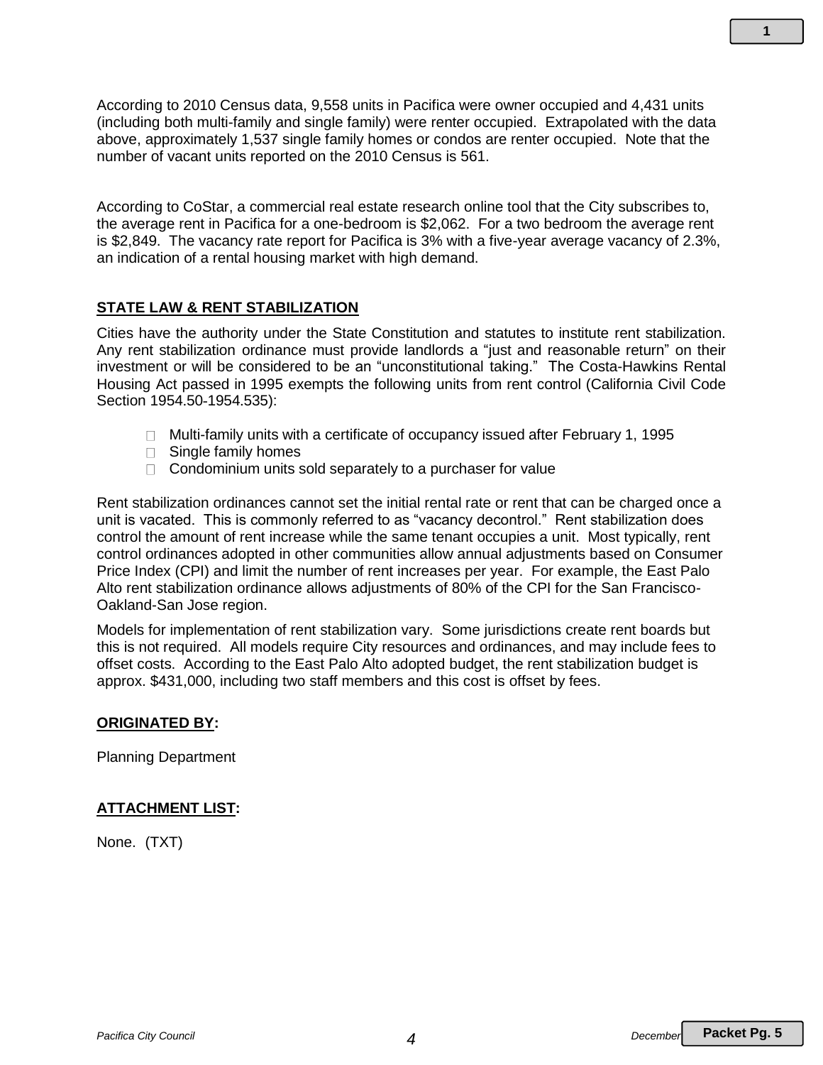According to 2010 Census data, 9,558 units in Pacifica were owner occupied and 4,431 units (including both multi-family and single family) were renter occupied. Extrapolated with the data above, approximately 1,537 single family homes or condos are renter occupied. Note that the number of vacant units reported on the 2010 Census is 561.

According to CoStar, a commercial real estate research online tool that the City subscribes to, the average rent in Pacifica for a one-bedroom is $2,062. For a two bedroom the average rent is $2,849. The vacancy rate report for Pacifica is 3% with a five-year average vacancy of 2.3%, an indication of a rental housing market with high demand.

## STATE LAW & RENT STABILIZATION

Cities have the authority under the State Constitution and statutes to institute rent stabilization. Any rent stabilization ordinance must provide landlords a "just and reasonable return" on their investment or will be considered to be an "unconstitutional taking." The Costa-Hawkins Rental Housing Act passed in 1995 exempts the following units from rent control (California Civil Code Section 1954.50-1954.535):

- Multi-family units with a certificate of occupancy issued after February 1, 1995
- Single family homes
- Condominium units sold separately to a purchaser for value

Rent stabilization ordinances cannot set the initial rental rate or rent that can be charged once a unit is vacated. This is commonly referred to as "vacancy decontrol." Rent stabilization does control the amount of rent increase while the same tenant occupies a unit. Most typically, rent control ordinances adopted in other communities allow annual adjustments based on Consumer Price Index (CPI) and limit the number of rent increases per year. For example, the East Palo Alto rent stabilization ordinance allows adjustments of 80% of the CPI for the San Francisco-Oakland-San Jose region.

Models for implementation of rent stabilization vary. Some jurisdictions create rent boards but this is not required. All models require City resources and ordinances, and may include fees to offset costs. According to the East Palo Alto adopted budget, the rent stabilization budget is approx. $431,000, including two staff members and this cost is offset by fees.

## ORIGINATED BY:

Planning Department

## ATTACHMENT LIST:

None. (TXT)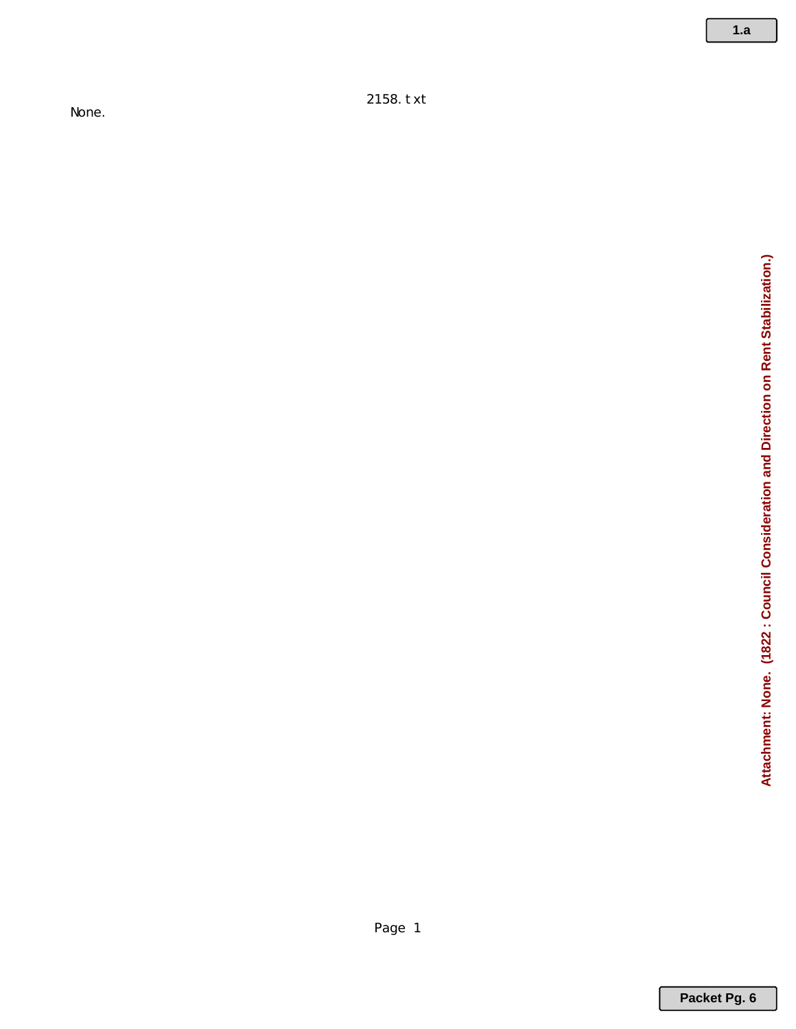2158. t xt

None.